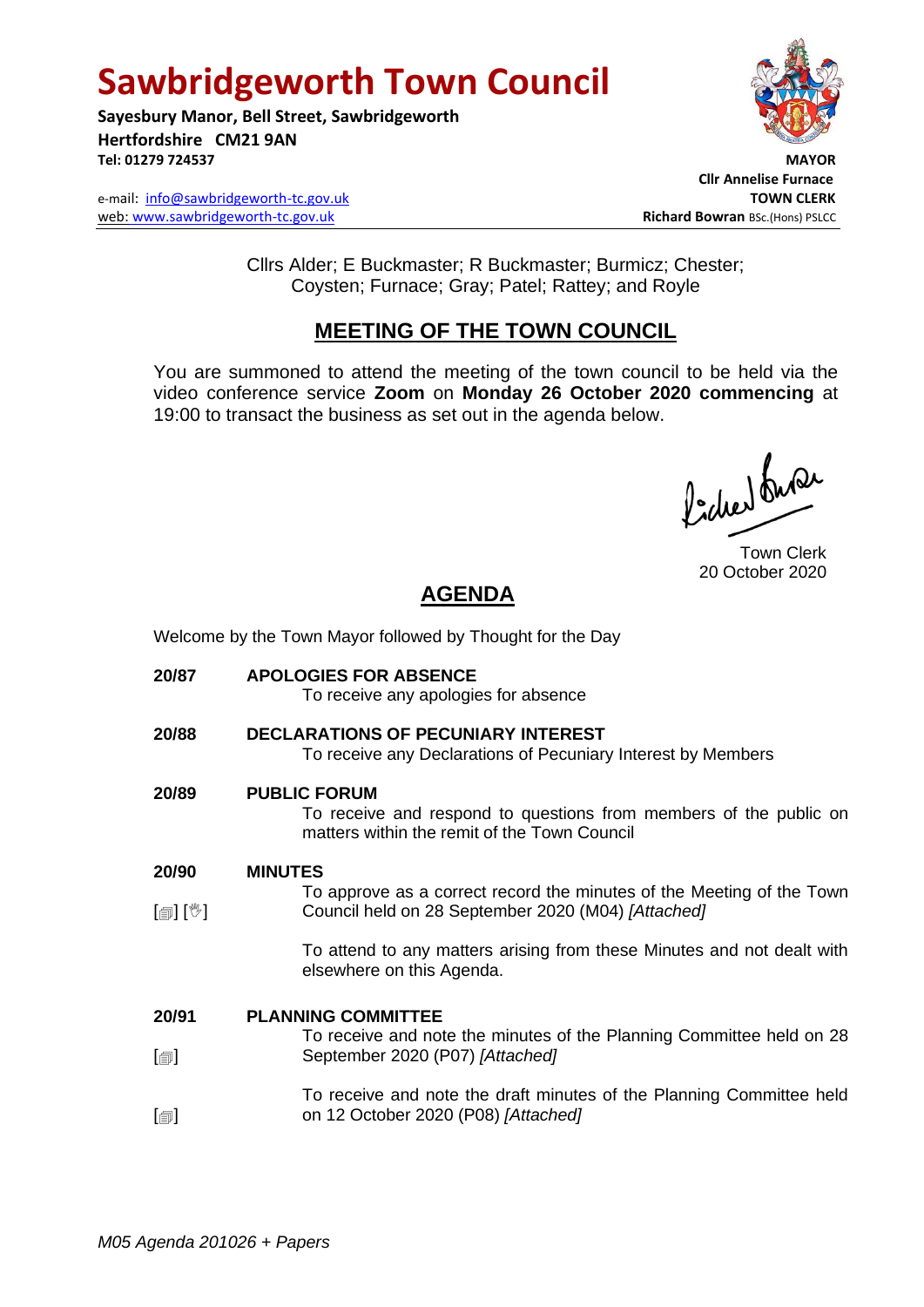# Sawbridgeworth Town Council

**Sayesbury Manor, Bell Street, Sawbridgeworth**
**Hertfordshire CM21 9AN**
**Tel: 01279 724537**

e-mail: info@sawbridgeworth-tc.gov.uk
web: www.sawbridgeworth-tc.gov.uk

**MAYOR**
**Cllr Annelise Furnace**
**TOWN CLERK**
**Richard Bowran** BSc.(Hons) PSLCC

Cllrs Alder; E Buckmaster; R Buckmaster; Burmicz; Chester; Coysten; Furnace; Gray; Patel; Rattey; and Royle

## MEETING OF THE TOWN COUNCIL

You are summoned to attend the meeting of the town council to be held via the video conference service **Zoom** on **Monday 26 October 2020 commencing** at 19:00 to transact the business as set out in the agenda below.

Town Clerk
20 October 2020

## AGENDA

Welcome by the Town Mayor followed by Thought for the Day

**20/87 APOLOGIES FOR ABSENCE**
To receive any apologies for absence

**20/88 DECLARATIONS OF PECUNIARY INTEREST**
To receive any Declarations of Pecuniary Interest by Members

**20/89 PUBLIC FORUM**
To receive and respond to questions from members of the public on matters within the remit of the Town Council

**20/90 MINUTES**

[🗐] [✋] To approve as a correct record the minutes of the Meeting of the Town Council held on 28 September 2020 (M04) *[Attached]*

To attend to any matters arising from these Minutes and not dealt with elsewhere on this Agenda.

**20/91 PLANNING COMMITTEE**

[🗐] To receive and note the minutes of the Planning Committee held on 28 September 2020 (P07) *[Attached]*

[🗐] To receive and note the draft minutes of the Planning Committee held on 12 October 2020 (P08) *[Attached]*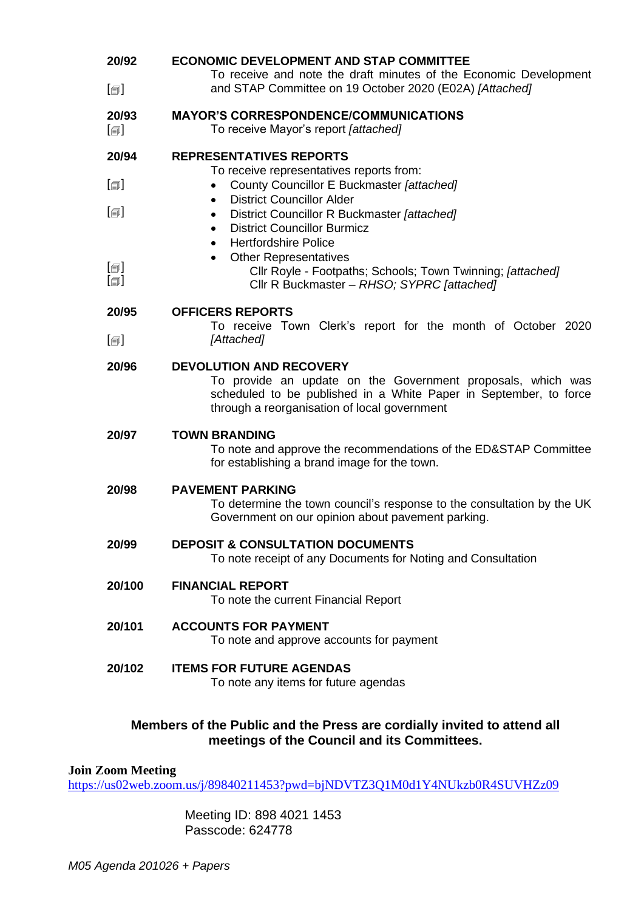**20/92** **ECONOMIC DEVELOPMENT AND STAP COMMITTEE**

[🗐] To receive and note the draft minutes of the Economic Development and STAP Committee on 19 October 2020 (E02A) *[Attached]*

**20/93** **MAYOR'S CORRESPONDENCE/COMMUNICATIONS**

[🗐] To receive Mayor's report *[attached]*

**20/94** **REPRESENTATIVES REPORTS**

To receive representatives reports from:

- [🗐] County Councillor E Buckmaster *[attached]*
- District Councillor Alder
- [🗐] District Councillor R Buckmaster *[attached]*
- District Councillor Burmicz
- Hertfordshire Police
- Other Representatives
  - [🗐] Cllr Royle - Footpaths; Schools; Town Twinning; *[attached]*
  - [🗐] Cllr R Buckmaster – *RHSO; SYPRC [attached]*

**20/95** **OFFICERS REPORTS**

[🗐] To receive Town Clerk's report for the month of October 2020 *[Attached]*

**20/96** **DEVOLUTION AND RECOVERY**

To provide an update on the Government proposals, which was scheduled to be published in a White Paper in September, to force through a reorganisation of local government

**20/97** **TOWN BRANDING**

To note and approve the recommendations of the ED&STAP Committee for establishing a brand image for the town.

**20/98** **PAVEMENT PARKING**

To determine the town council's response to the consultation by the UK Government on our opinion about pavement parking.

**20/99** **DEPOSIT & CONSULTATION DOCUMENTS**

To note receipt of any Documents for Noting and Consultation

**20/100** **FINANCIAL REPORT**

To note the current Financial Report

**20/101** **ACCOUNTS FOR PAYMENT**

To note and approve accounts for payment

**20/102** **ITEMS FOR FUTURE AGENDAS**

To note any items for future agendas

**Members of the Public and the Press are cordially invited to attend all meetings of the Council and its Committees.**

**Join Zoom Meeting**

https://us02web.zoom.us/j/89840211453?pwd=bjNDVTZ3Q1M0d1Y4NUkzb0R4SUVHZz09

Meeting ID: 898 4021 1453
Passcode: 624778

*M05 Agenda 201026 + Papers*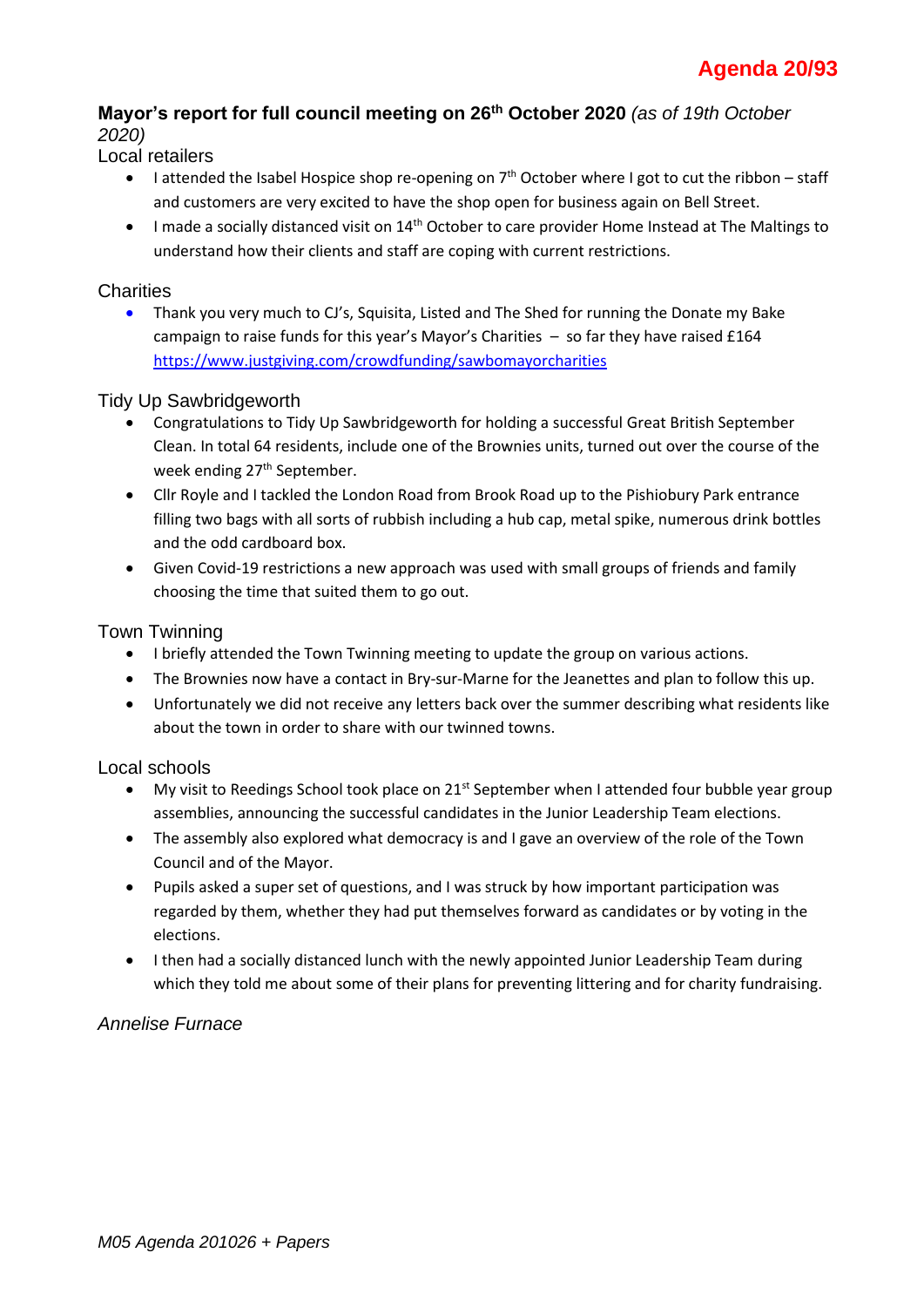**Agenda 20/93**

## Mayor's report for full council meeting on 26th October 2020 *(as of 19th October 2020)*

### Local retailers

- I attended the Isabel Hospice shop re-opening on 7th October where I got to cut the ribbon – staff and customers are very excited to have the shop open for business again on Bell Street.
- I made a socially distanced visit on 14th October to care provider Home Instead at The Maltings to understand how their clients and staff are coping with current restrictions.

### Charities

- Thank you very much to CJ's, Squisita, Listed and The Shed for running the Donate my Bake campaign to raise funds for this year's Mayor's Charities – so far they have raised £164 https://www.justgiving.com/crowdfunding/sawbomayorcharities

### Tidy Up Sawbridgeworth

- Congratulations to Tidy Up Sawbridgeworth for holding a successful Great British September Clean. In total 64 residents, include one of the Brownies units, turned out over the course of the week ending 27th September.
- Cllr Royle and I tackled the London Road from Brook Road up to the Pishiobury Park entrance filling two bags with all sorts of rubbish including a hub cap, metal spike, numerous drink bottles and the odd cardboard box.
- Given Covid-19 restrictions a new approach was used with small groups of friends and family choosing the time that suited them to go out.

### Town Twinning

- I briefly attended the Town Twinning meeting to update the group on various actions.
- The Brownies now have a contact in Bry-sur-Marne for the Jeanettes and plan to follow this up.
- Unfortunately we did not receive any letters back over the summer describing what residents like about the town in order to share with our twinned towns.

### Local schools

- My visit to Reedings School took place on 21st September when I attended four bubble year group assemblies, announcing the successful candidates in the Junior Leadership Team elections.
- The assembly also explored what democracy is and I gave an overview of the role of the Town Council and of the Mayor.
- Pupils asked a super set of questions, and I was struck by how important participation was regarded by them, whether they had put themselves forward as candidates or by voting in the elections.
- I then had a socially distanced lunch with the newly appointed Junior Leadership Team during which they told me about some of their plans for preventing littering and for charity fundraising.

*Annelise Furnace*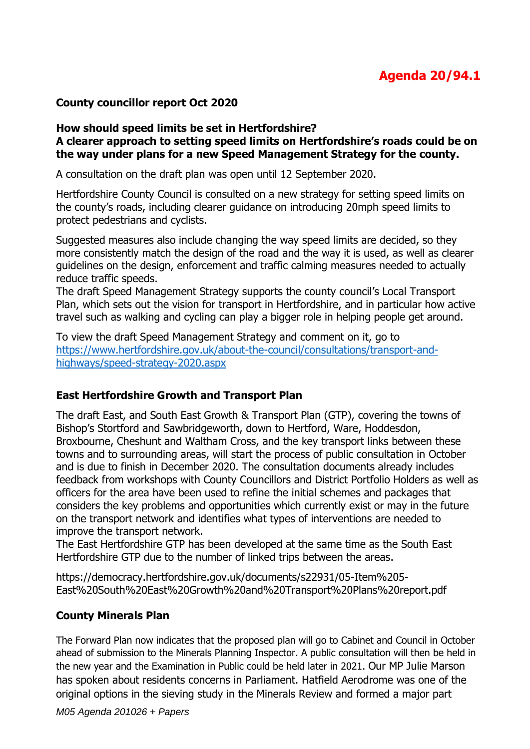**Agenda 20/94.1**

**County councillor report Oct 2020**

**How should speed limits be set in Hertfordshire?**
**A clearer approach to setting speed limits on Hertfordshire's roads could be on the way under plans for a new Speed Management Strategy for the county.**

A consultation on the draft plan was open until 12 September 2020.

Hertfordshire County Council is consulted on a new strategy for setting speed limits on the county's roads, including clearer guidance on introducing 20mph speed limits to protect pedestrians and cyclists.

Suggested measures also include changing the way speed limits are decided, so they more consistently match the design of the road and the way it is used, as well as clearer guidelines on the design, enforcement and traffic calming measures needed to actually reduce traffic speeds.
The draft Speed Management Strategy supports the county council's Local Transport Plan, which sets out the vision for transport in Hertfordshire, and in particular how active travel such as walking and cycling can play a bigger role in helping people get around.

To view the draft Speed Management Strategy and comment on it, go to https://www.hertfordshire.gov.uk/about-the-council/consultations/transport-and-highways/speed-strategy-2020.aspx

**East Hertfordshire Growth and Transport Plan**

The draft East, and South East Growth & Transport Plan (GTP), covering the towns of Bishop's Stortford and Sawbridgeworth, down to Hertford, Ware, Hoddesdon, Broxbourne, Cheshunt and Waltham Cross, and the key transport links between these towns and to surrounding areas, will start the process of public consultation in October and is due to finish in December 2020. The consultation documents already includes feedback from workshops with County Councillors and District Portfolio Holders as well as officers for the area have been used to refine the initial schemes and packages that considers the key problems and opportunities which currently exist or may in the future on the transport network and identifies what types of interventions are needed to improve the transport network.
The East Hertfordshire GTP has been developed at the same time as the South East Hertfordshire GTP due to the number of linked trips between the areas.

https://democracy.hertfordshire.gov.uk/documents/s22931/05-Item%205-East%20South%20East%20Growth%20and%20Transport%20Plans%20report.pdf

**County Minerals Plan**

The Forward Plan now indicates that the proposed plan will go to Cabinet and Council in October ahead of submission to the Minerals Planning Inspector. A public consultation will then be held in the new year and the Examination in Public could be held later in 2021. Our MP Julie Marson has spoken about residents concerns in Parliament. Hatfield Aerodrome was one of the original options in the sieving study in the Minerals Review and formed a major part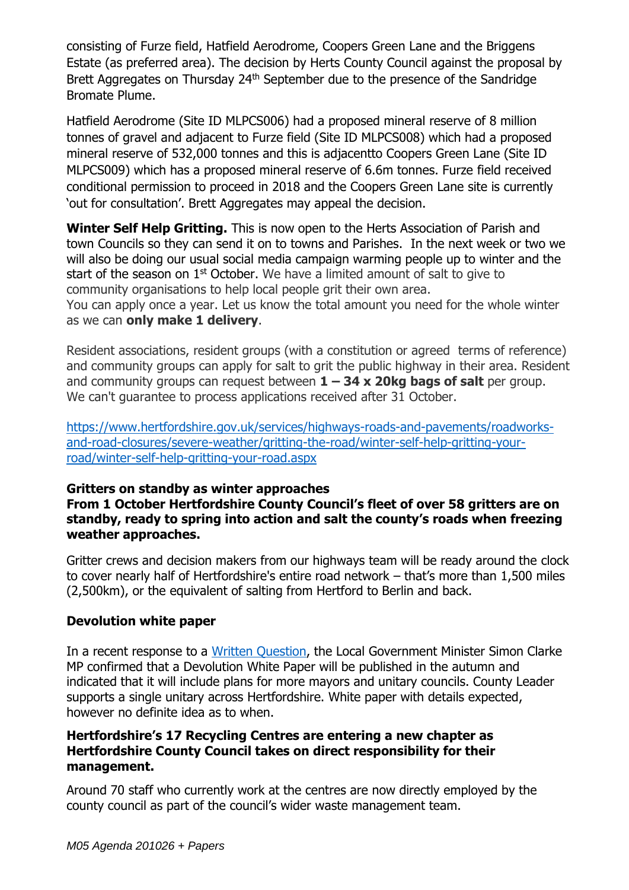consisting of Furze field, Hatfield Aerodrome, Coopers Green Lane and the Briggens Estate (as preferred area). The decision by Herts County Council against the proposal by Brett Aggregates on Thursday 24th September due to the presence of the Sandridge Bromate Plume.

Hatfield Aerodrome (Site ID MLPCS006) had a proposed mineral reserve of 8 million tonnes of gravel and adjacent to Furze field (Site ID MLPCS008) which had a proposed mineral reserve of 532,000 tonnes and this is adjacentto Coopers Green Lane (Site ID MLPCS009) which has a proposed mineral reserve of 6.6m tonnes. Furze field received conditional permission to proceed in 2018 and the Coopers Green Lane site is currently 'out for consultation'. Brett Aggregates may appeal the decision.

**Winter Self Help Gritting.** This is now open to the Herts Association of Parish and town Councils so they can send it on to towns and Parishes. In the next week or two we will also be doing our usual social media campaign warming people up to winter and the start of the season on 1st October. We have a limited amount of salt to give to community organisations to help local people grit their own area.
You can apply once a year. Let us know the total amount you need for the whole winter as we can **only make 1 delivery**.

Resident associations, resident groups (with a constitution or agreed terms of reference) and community groups can apply for salt to grit the public highway in their area. Resident and community groups can request between **1 – 34 x 20kg bags of salt** per group. We can't guarantee to process applications received after 31 October.

https://www.hertfordshire.gov.uk/services/highways-roads-and-pavements/roadworks-and-road-closures/severe-weather/gritting-the-road/winter-self-help-gritting-your-road/winter-self-help-gritting-your-road.aspx

**Gritters on standby as winter approaches**
**From 1 October Hertfordshire County Council's fleet of over 58 gritters are on standby, ready to spring into action and salt the county's roads when freezing weather approaches.**

Gritter crews and decision makers from our highways team will be ready around the clock to cover nearly half of Hertfordshire's entire road network – that's more than 1,500 miles (2,500km), or the equivalent of salting from Hertford to Berlin and back.

**Devolution white paper**

In a recent response to a Written Question, the Local Government Minister Simon Clarke MP confirmed that a Devolution White Paper will be published in the autumn and indicated that it will include plans for more mayors and unitary councils. County Leader supports a single unitary across Hertfordshire. White paper with details expected, however no definite idea as to when.

**Hertfordshire's 17 Recycling Centres are entering a new chapter as Hertfordshire County Council takes on direct responsibility for their management.**

Around 70 staff who currently work at the centres are now directly employed by the county council as part of the council's wider waste management team.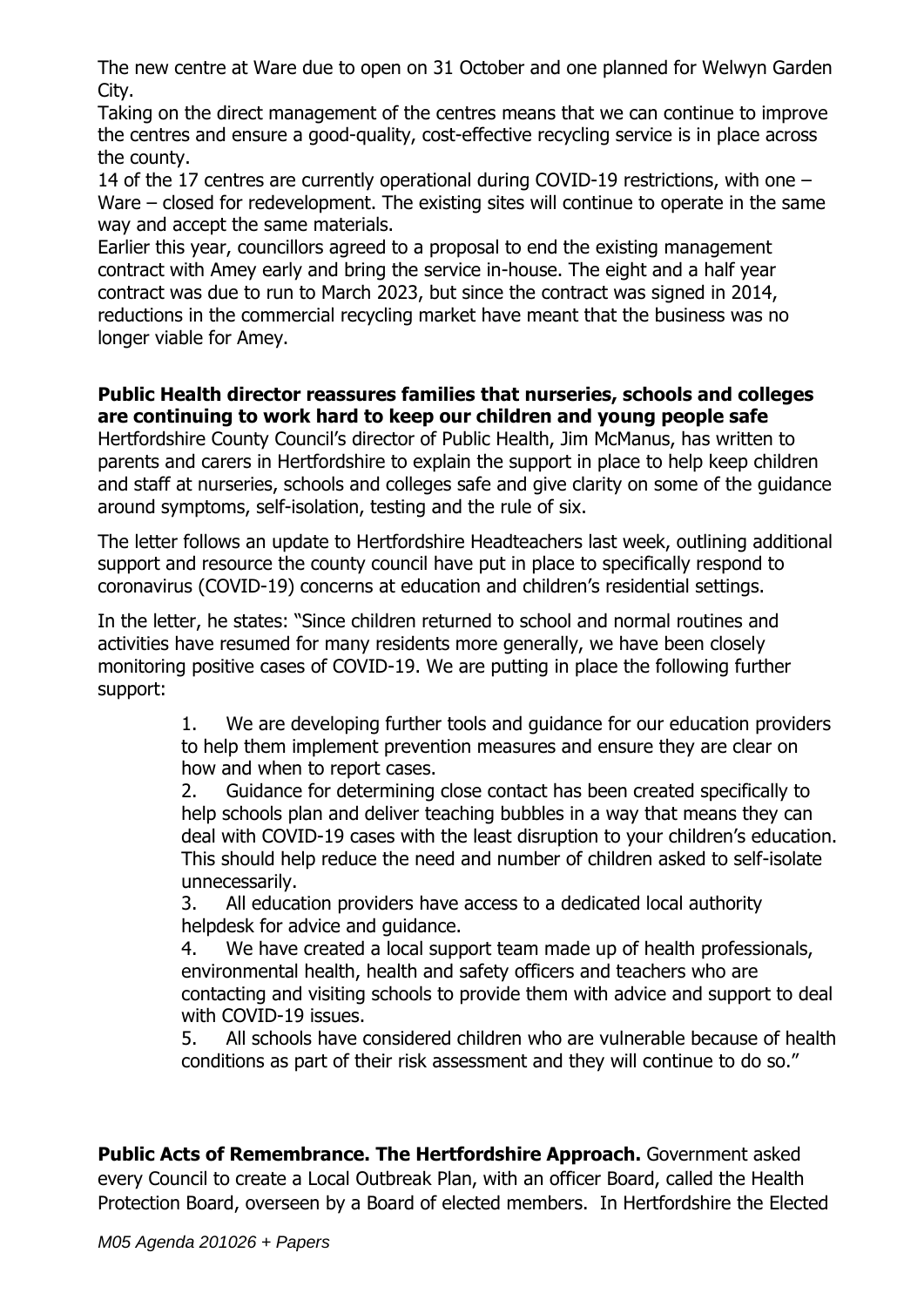The new centre at Ware due to open on 31 October and one planned for Welwyn Garden City.

Taking on the direct management of the centres means that we can continue to improve the centres and ensure a good-quality, cost-effective recycling service is in place across the county.

14 of the 17 centres are currently operational during COVID-19 restrictions, with one – Ware – closed for redevelopment. The existing sites will continue to operate in the same way and accept the same materials.

Earlier this year, councillors agreed to a proposal to end the existing management contract with Amey early and bring the service in-house. The eight and a half year contract was due to run to March 2023, but since the contract was signed in 2014, reductions in the commercial recycling market have meant that the business was no longer viable for Amey.

**Public Health director reassures families that nurseries, schools and colleges are continuing to work hard to keep our children and young people safe**

Hertfordshire County Council's director of Public Health, Jim McManus, has written to parents and carers in Hertfordshire to explain the support in place to help keep children and staff at nurseries, schools and colleges safe and give clarity on some of the guidance around symptoms, self-isolation, testing and the rule of six.

The letter follows an update to Hertfordshire Headteachers last week, outlining additional support and resource the county council have put in place to specifically respond to coronavirus (COVID-19) concerns at education and children's residential settings.

In the letter, he states: "Since children returned to school and normal routines and activities have resumed for many residents more generally, we have been closely monitoring positive cases of COVID-19. We are putting in place the following further support:

1. We are developing further tools and guidance for our education providers to help them implement prevention measures and ensure they are clear on how and when to report cases.
2. Guidance for determining close contact has been created specifically to help schools plan and deliver teaching bubbles in a way that means they can deal with COVID-19 cases with the least disruption to your children's education. This should help reduce the need and number of children asked to self-isolate unnecessarily.
3. All education providers have access to a dedicated local authority helpdesk for advice and guidance.
4. We have created a local support team made up of health professionals, environmental health, health and safety officers and teachers who are contacting and visiting schools to provide them with advice and support to deal with COVID-19 issues.
5. All schools have considered children who are vulnerable because of health conditions as part of their risk assessment and they will continue to do so."

**Public Acts of Remembrance. The Hertfordshire Approach.** Government asked every Council to create a Local Outbreak Plan, with an officer Board, called the Health Protection Board, overseen by a Board of elected members. In Hertfordshire the Elected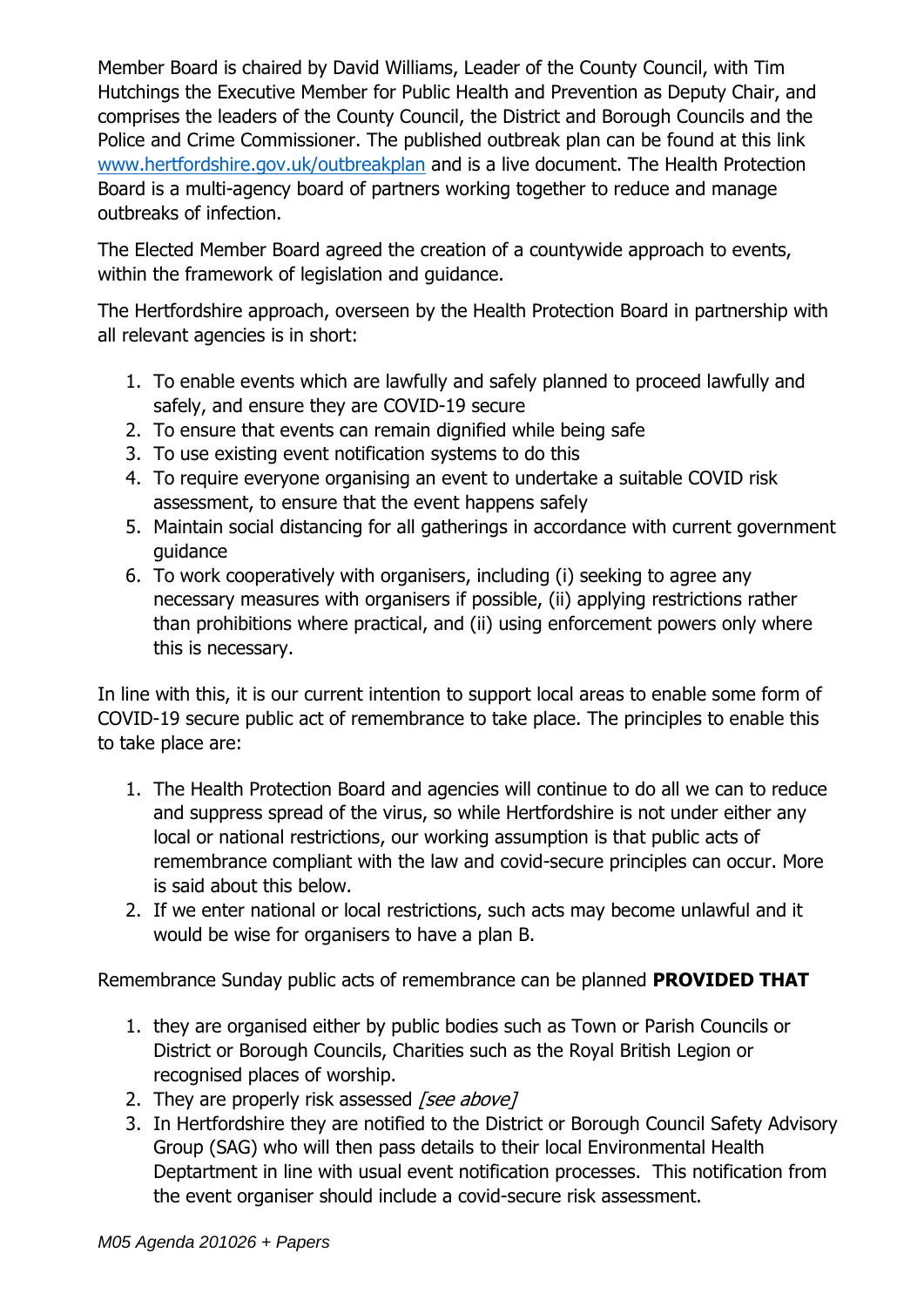Member Board is chaired by David Williams, Leader of the County Council, with Tim Hutchings the Executive Member for Public Health and Prevention as Deputy Chair, and comprises the leaders of the County Council, the District and Borough Councils and the Police and Crime Commissioner. The published outbreak plan can be found at this link [www.hertfordshire.gov.uk/outbreakplan](www.hertfordshire.gov.uk/outbreakplan) and is a live document. The Health Protection Board is a multi-agency board of partners working together to reduce and manage outbreaks of infection.

The Elected Member Board agreed the creation of a countywide approach to events, within the framework of legislation and guidance.

The Hertfordshire approach, overseen by the Health Protection Board in partnership with all relevant agencies is in short:

1. To enable events which are lawfully and safely planned to proceed lawfully and safely, and ensure they are COVID-19 secure
2. To ensure that events can remain dignified while being safe
3. To use existing event notification systems to do this
4. To require everyone organising an event to undertake a suitable COVID risk assessment, to ensure that the event happens safely
5. Maintain social distancing for all gatherings in accordance with current government guidance
6. To work cooperatively with organisers, including (i) seeking to agree any necessary measures with organisers if possible, (ii) applying restrictions rather than prohibitions where practical, and (ii) using enforcement powers only where this is necessary.

In line with this, it is our current intention to support local areas to enable some form of COVID-19 secure public act of remembrance to take place. The principles to enable this to take place are:

1. The Health Protection Board and agencies will continue to do all we can to reduce and suppress spread of the virus, so while Hertfordshire is not under either any local or national restrictions, our working assumption is that public acts of remembrance compliant with the law and covid-secure principles can occur. More is said about this below.
2. If we enter national or local restrictions, such acts may become unlawful and it would be wise for organisers to have a plan B.

Remembrance Sunday public acts of remembrance can be planned **PROVIDED THAT**

1. they are organised either by public bodies such as Town or Parish Councils or District or Borough Councils, Charities such as the Royal British Legion or recognised places of worship.
2. They are properly risk assessed *[see above]*
3. In Hertfordshire they are notified to the District or Borough Council Safety Advisory Group (SAG) who will then pass details to their local Environmental Health Deptartment in line with usual event notification processes. This notification from the event organiser should include a covid-secure risk assessment.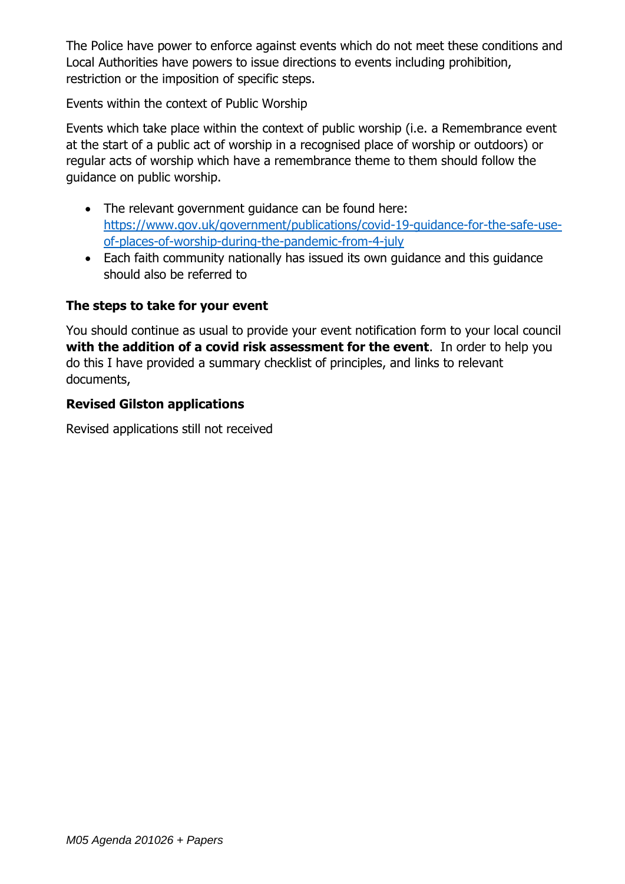The Police have power to enforce against events which do not meet these conditions and Local Authorities have powers to issue directions to events including prohibition, restriction or the imposition of specific steps.

Events within the context of Public Worship

Events which take place within the context of public worship (i.e. a Remembrance event at the start of a public act of worship in a recognised place of worship or outdoors) or regular acts of worship which have a remembrance theme to them should follow the guidance on public worship.

- The relevant government guidance can be found here: [https://www.gov.uk/government/publications/covid-19-guidance-for-the-safe-use-of-places-of-worship-during-the-pandemic-from-4-july](https://www.gov.uk/government/publications/covid-19-guidance-for-the-safe-use-of-places-of-worship-during-the-pandemic-from-4-july)
- Each faith community nationally has issued its own guidance and this guidance should also be referred to

**The steps to take for your event**

You should continue as usual to provide your event notification form to your local council **with the addition of a covid risk assessment for the event**. In order to help you do this I have provided a summary checklist of principles, and links to relevant documents,

**Revised Gilston applications**

Revised applications still not received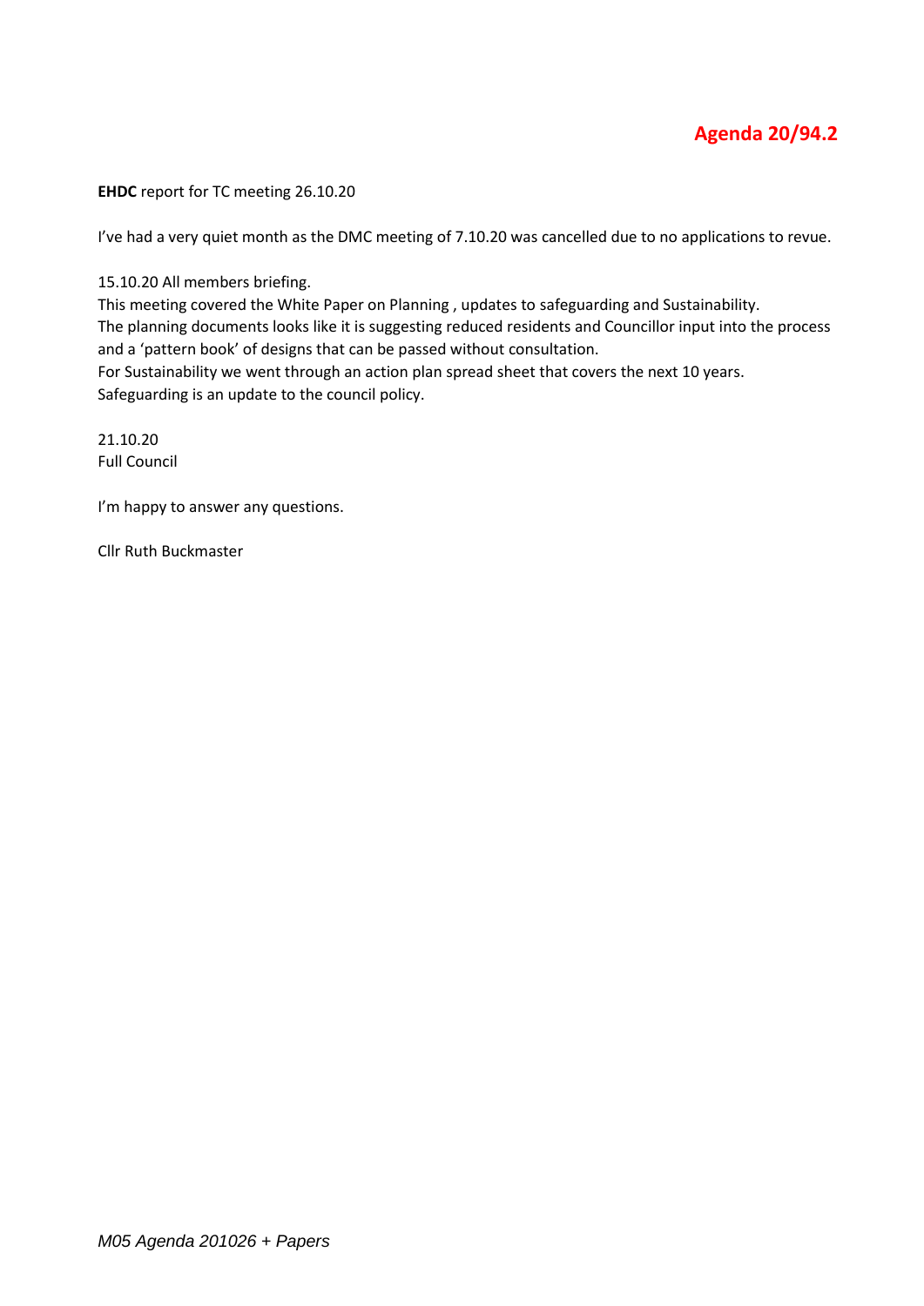**Agenda 20/94.2**

**EHDC** report for TC meeting 26.10.20

I've had a very quiet month as the DMC meeting of 7.10.20 was cancelled due to no applications to revue.

15.10.20 All members briefing.
This meeting covered the White Paper on Planning , updates to safeguarding and Sustainability.
The planning documents looks like it is suggesting reduced residents and Councillor input into the process and a 'pattern book' of designs that can be passed without consultation.
For Sustainability we went through an action plan spread sheet that covers the next 10 years.
Safeguarding is an update to the council policy.

21.10.20
Full Council

I'm happy to answer any questions.

Cllr Ruth Buckmaster

*M05 Agenda 201026 + Papers*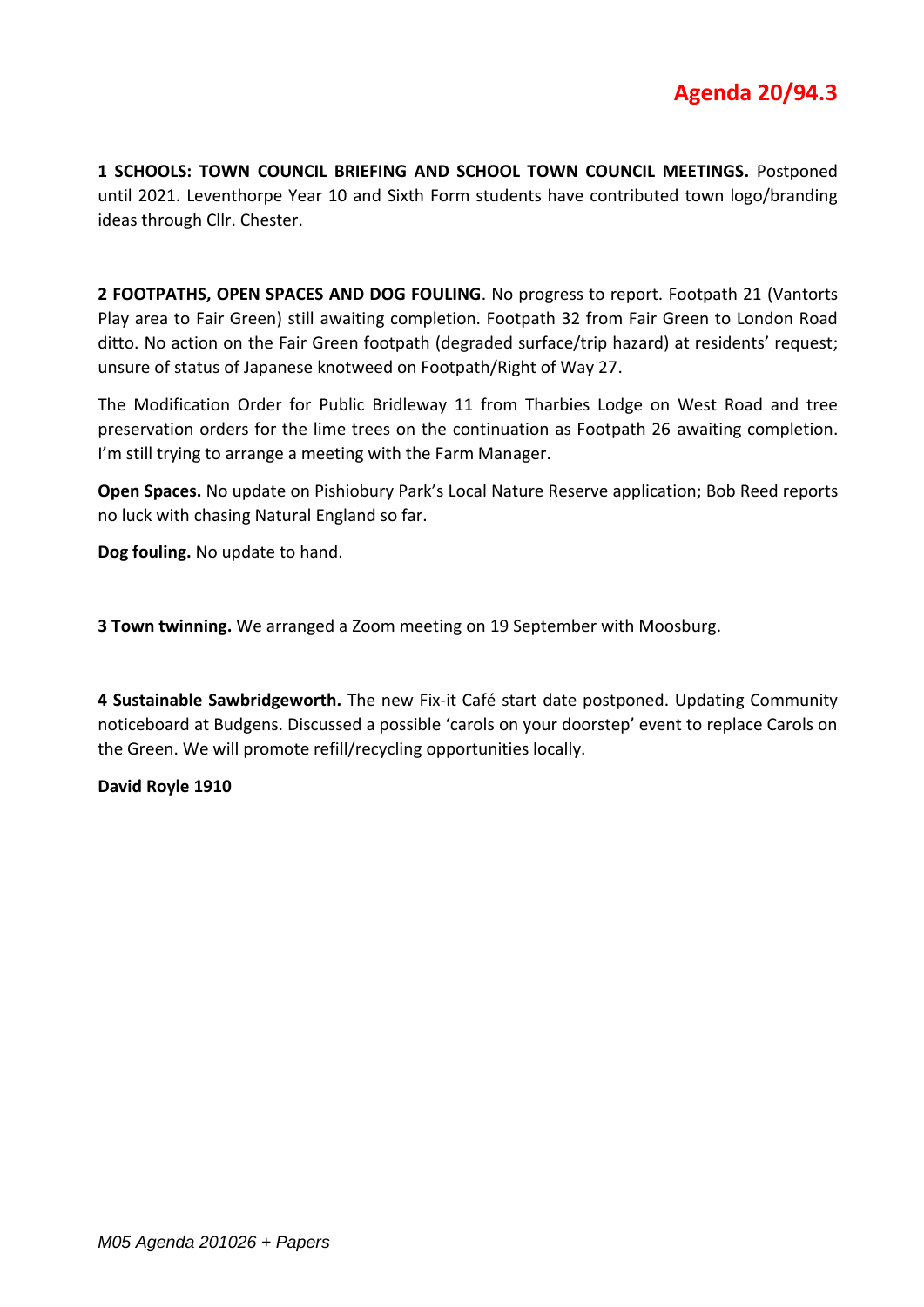# Agenda 20/94.3

**1 SCHOOLS: TOWN COUNCIL BRIEFING AND SCHOOL TOWN COUNCIL MEETINGS.** Postponed until 2021. Leventhorpe Year 10 and Sixth Form students have contributed town logo/branding ideas through Cllr. Chester.

**2 FOOTPATHS, OPEN SPACES AND DOG FOULING**. No progress to report. Footpath 21 (Vantorts Play area to Fair Green) still awaiting completion. Footpath 32 from Fair Green to London Road ditto. No action on the Fair Green footpath (degraded surface/trip hazard) at residents' request; unsure of status of Japanese knotweed on Footpath/Right of Way 27.

The Modification Order for Public Bridleway 11 from Tharbies Lodge on West Road and tree preservation orders for the lime trees on the continuation as Footpath 26 awaiting completion. I'm still trying to arrange a meeting with the Farm Manager.

**Open Spaces.** No update on Pishiobury Park's Local Nature Reserve application; Bob Reed reports no luck with chasing Natural England so far.

**Dog fouling.** No update to hand.

**3 Town twinning.** We arranged a Zoom meeting on 19 September with Moosburg.

**4 Sustainable Sawbridgeworth.** The new Fix-it Café start date postponed. Updating Community noticeboard at Budgens. Discussed a possible 'carols on your doorstep' event to replace Carols on the Green. We will promote refill/recycling opportunities locally.

**David Royle 1910**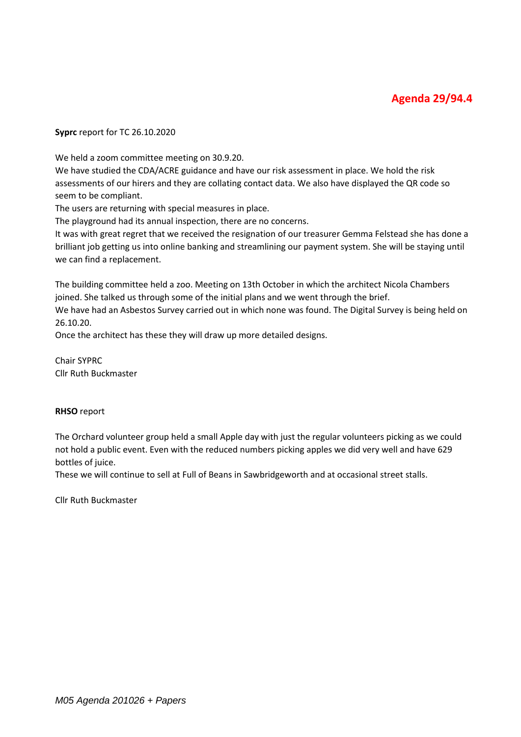**Agenda 29/94.4**

**Syprc** report for TC 26.10.2020

We held a zoom committee meeting on 30.9.20.
We have studied the CDA/ACRE guidance and have our risk assessment in place. We hold the risk assessments of our hirers and they are collating contact data. We also have displayed the QR code so seem to be compliant.
The users are returning with special measures in place.
The playground had its annual inspection, there are no concerns.
It was with great regret that we received the resignation of our treasurer Gemma Felstead she has done a brilliant job getting us into online banking and streamlining our payment system. She will be staying until we can find a replacement.

The building committee held a zoo. Meeting on 13th October in which the architect Nicola Chambers joined. She talked us through some of the initial plans and we went through the brief.
We have had an Asbestos Survey carried out in which none was found. The Digital Survey is being held on 26.10.20.
Once the architect has these they will draw up more detailed designs.

Chair SYPRC
Cllr Ruth Buckmaster

**RHSO** report

The Orchard volunteer group held a small Apple day with just the regular volunteers picking as we could not hold a public event. Even with the reduced numbers picking apples we did very well and have 629 bottles of juice.
These we will continue to sell at Full of Beans in Sawbridgeworth and at occasional street stalls.

Cllr Ruth Buckmaster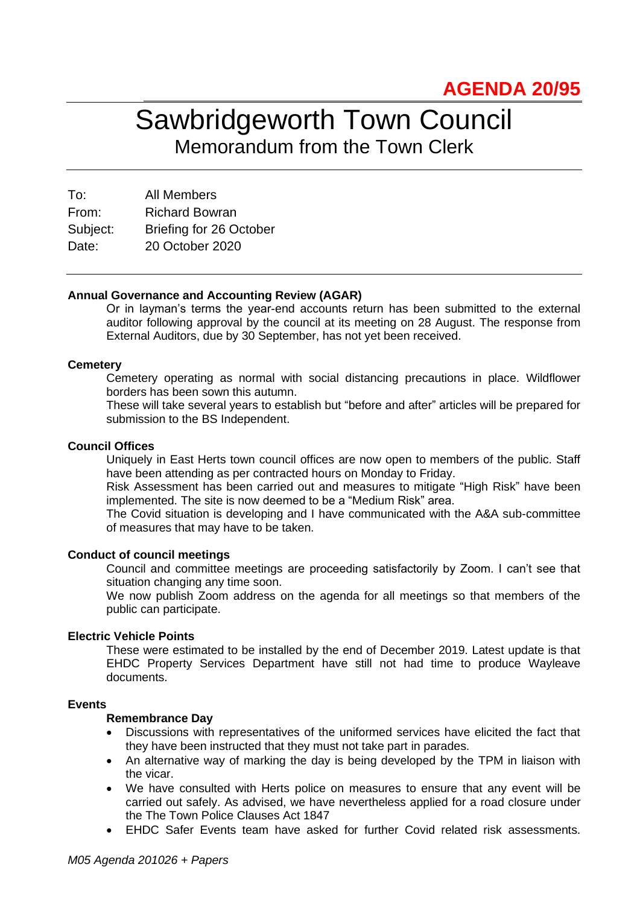**AGENDA 20/95**

# Sawbridgeworth Town Council

## Memorandum from the Town Clerk

| | |
|---|---|
| To: | All Members |
| From: | Richard Bowran |
| Subject: | Briefing for 26 October |
| Date: | 20 October 2020 |

**Annual Governance and Accounting Review (AGAR)**

Or in layman's terms the year-end accounts return has been submitted to the external auditor following approval by the council at its meeting on 28 August. The response from External Auditors, due by 30 September, has not yet been received.

**Cemetery**

Cemetery operating as normal with social distancing precautions in place. Wildflower borders has been sown this autumn.

These will take several years to establish but "before and after" articles will be prepared for submission to the BS Independent.

**Council Offices**

Uniquely in East Herts town council offices are now open to members of the public. Staff have been attending as per contracted hours on Monday to Friday.

Risk Assessment has been carried out and measures to mitigate "High Risk" have been implemented. The site is now deemed to be a "Medium Risk" area.

The Covid situation is developing and I have communicated with the A&A sub-committee of measures that may have to be taken.

**Conduct of council meetings**

Council and committee meetings are proceeding satisfactorily by Zoom. I can't see that situation changing any time soon.

We now publish Zoom address on the agenda for all meetings so that members of the public can participate.

**Electric Vehicle Points**

These were estimated to be installed by the end of December 2019. Latest update is that EHDC Property Services Department have still not had time to produce Wayleave documents.

**Events**

**Remembrance Day**

- Discussions with representatives of the uniformed services have elicited the fact that they have been instructed that they must not take part in parades.
- An alternative way of marking the day is being developed by the TPM in liaison with the vicar.
- We have consulted with Herts police on measures to ensure that any event will be carried out safely. As advised, we have nevertheless applied for a road closure under the The Town Police Clauses Act 1847
- EHDC Safer Events team have asked for further Covid related risk assessments.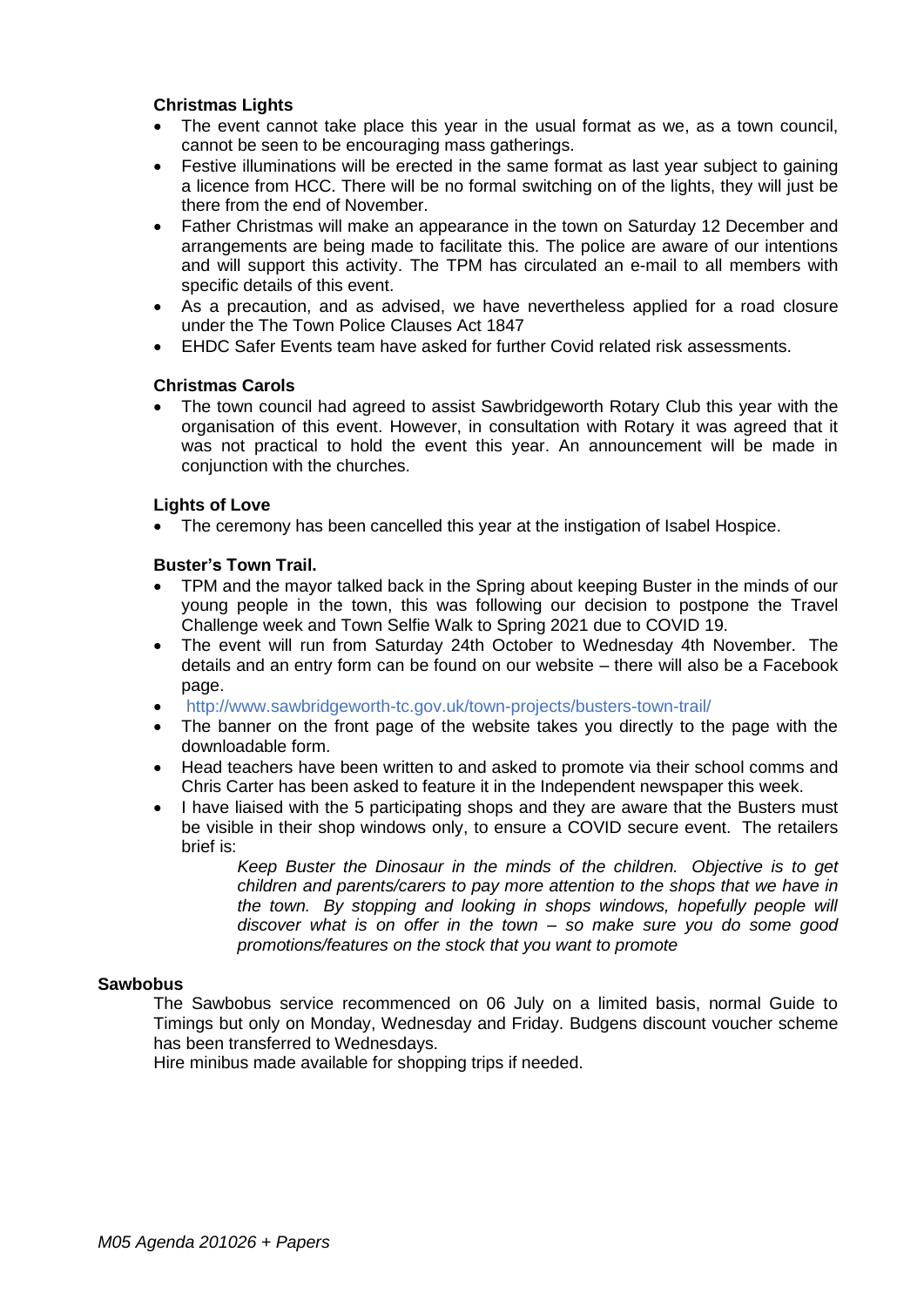**Christmas Lights**

- The event cannot take place this year in the usual format as we, as a town council, cannot be seen to be encouraging mass gatherings.
- Festive illuminations will be erected in the same format as last year subject to gaining a licence from HCC. There will be no formal switching on of the lights, they will just be there from the end of November.
- Father Christmas will make an appearance in the town on Saturday 12 December and arrangements are being made to facilitate this. The police are aware of our intentions and will support this activity. The TPM has circulated an e-mail to all members with specific details of this event.
- As a precaution, and as advised, we have nevertheless applied for a road closure under the The Town Police Clauses Act 1847
- EHDC Safer Events team have asked for further Covid related risk assessments.

**Christmas Carols**

- The town council had agreed to assist Sawbridgeworth Rotary Club this year with the organisation of this event. However, in consultation with Rotary it was agreed that it was not practical to hold the event this year. An announcement will be made in conjunction with the churches.

**Lights of Love**

- The ceremony has been cancelled this year at the instigation of Isabel Hospice.

**Buster's Town Trail.**

- TPM and the mayor talked back in the Spring about keeping Buster in the minds of our young people in the town, this was following our decision to postpone the Travel Challenge week and Town Selfie Walk to Spring 2021 due to COVID 19.
- The event will run from Saturday 24th October to Wednesday 4th November. The details and an entry form can be found on our website – there will also be a Facebook page.
- http://www.sawbridgeworth-tc.gov.uk/town-projects/busters-town-trail/
- The banner on the front page of the website takes you directly to the page with the downloadable form.
- Head teachers have been written to and asked to promote via their school comms and Chris Carter has been asked to feature it in the Independent newspaper this week.
- I have liaised with the 5 participating shops and they are aware that the Busters must be visible in their shop windows only, to ensure a COVID secure event. The retailers brief is:

  *Keep Buster the Dinosaur in the minds of the children. Objective is to get children and parents/carers to pay more attention to the shops that we have in the town. By stopping and looking in shops windows, hopefully people will discover what is on offer in the town – so make sure you do some good promotions/features on the stock that you want to promote*

**Sawbobus**

The Sawbobus service recommenced on 06 July on a limited basis, normal Guide to Timings but only on Monday, Wednesday and Friday. Budgens discount voucher scheme has been transferred to Wednesdays.

Hire minibus made available for shopping trips if needed.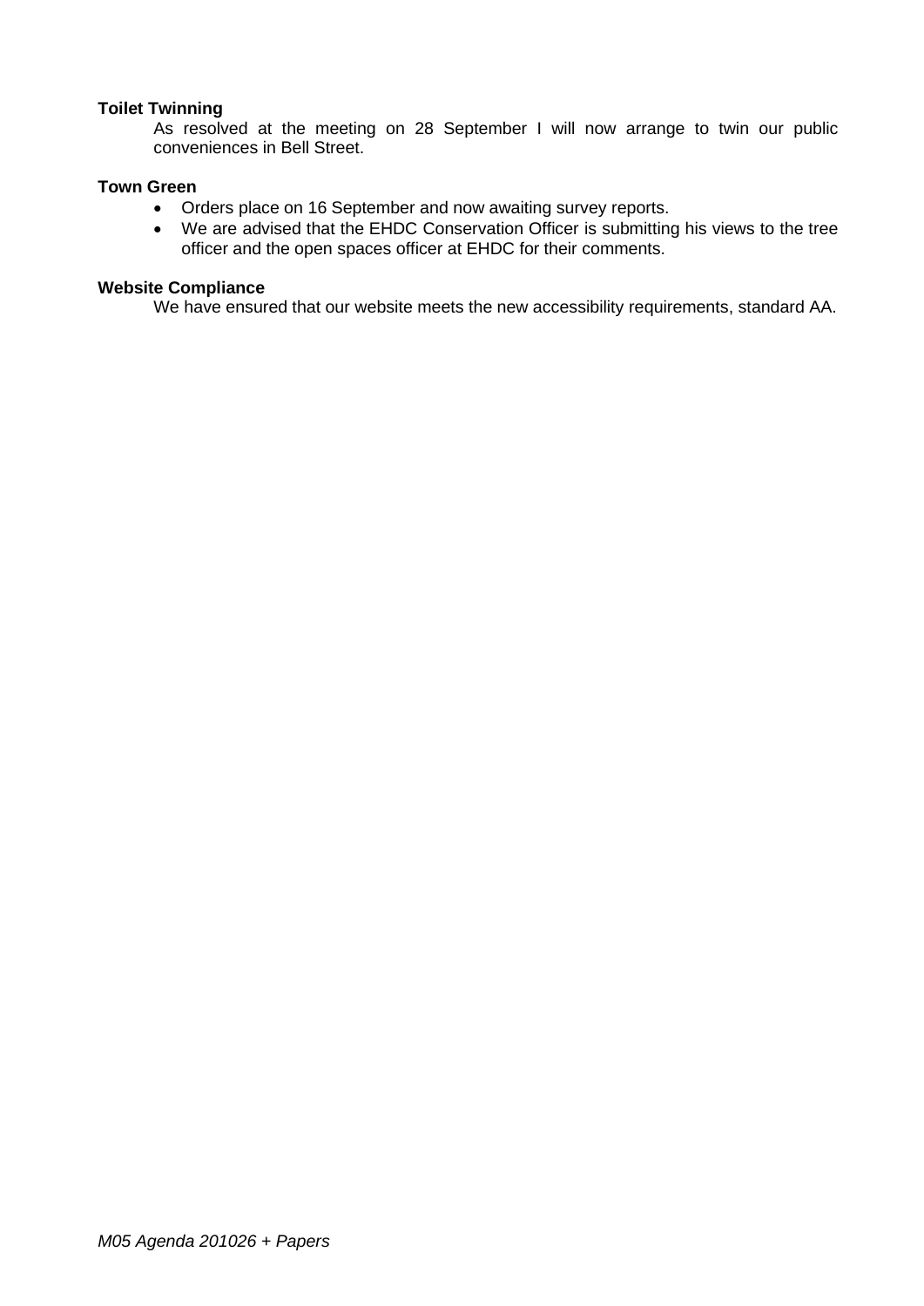**Toilet Twinning**

As resolved at the meeting on 28 September I will now arrange to twin our public conveniences in Bell Street.

**Town Green**

- Orders place on 16 September and now awaiting survey reports.
- We are advised that the EHDC Conservation Officer is submitting his views to the tree officer and the open spaces officer at EHDC for their comments.

**Website Compliance**

We have ensured that our website meets the new accessibility requirements, standard AA.